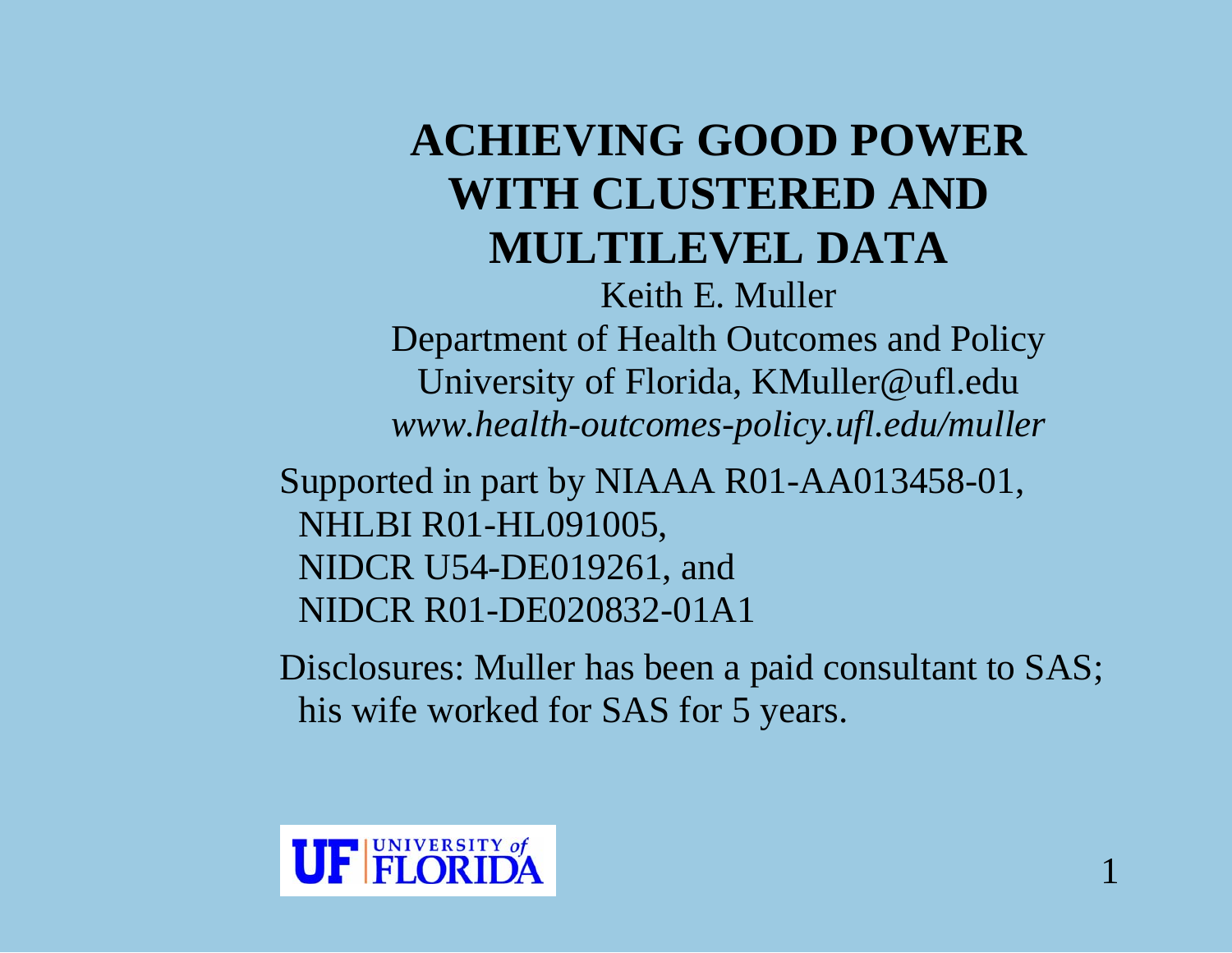# ACHIEVING GOOD POWER WITH CLUSTERED AND MULTILEVEL DATA

Keith E. Muller

Department of Health Outcomes and Policy

University of Florida, KMuller@ufl.edu

*www.health-outcomes-policy.ufl.edu/muller*

Supported in part by NIAAA R01-AA013458-01,
NHLBI R01-HL091005,
NIDCR U54-DE019261, and
NIDCR R01-DE020832-01A1

Disclosures: Muller has been a paid consultant to SAS; his wife worked for SAS for 5 years.

UF UNIVERSITY of FLORIDA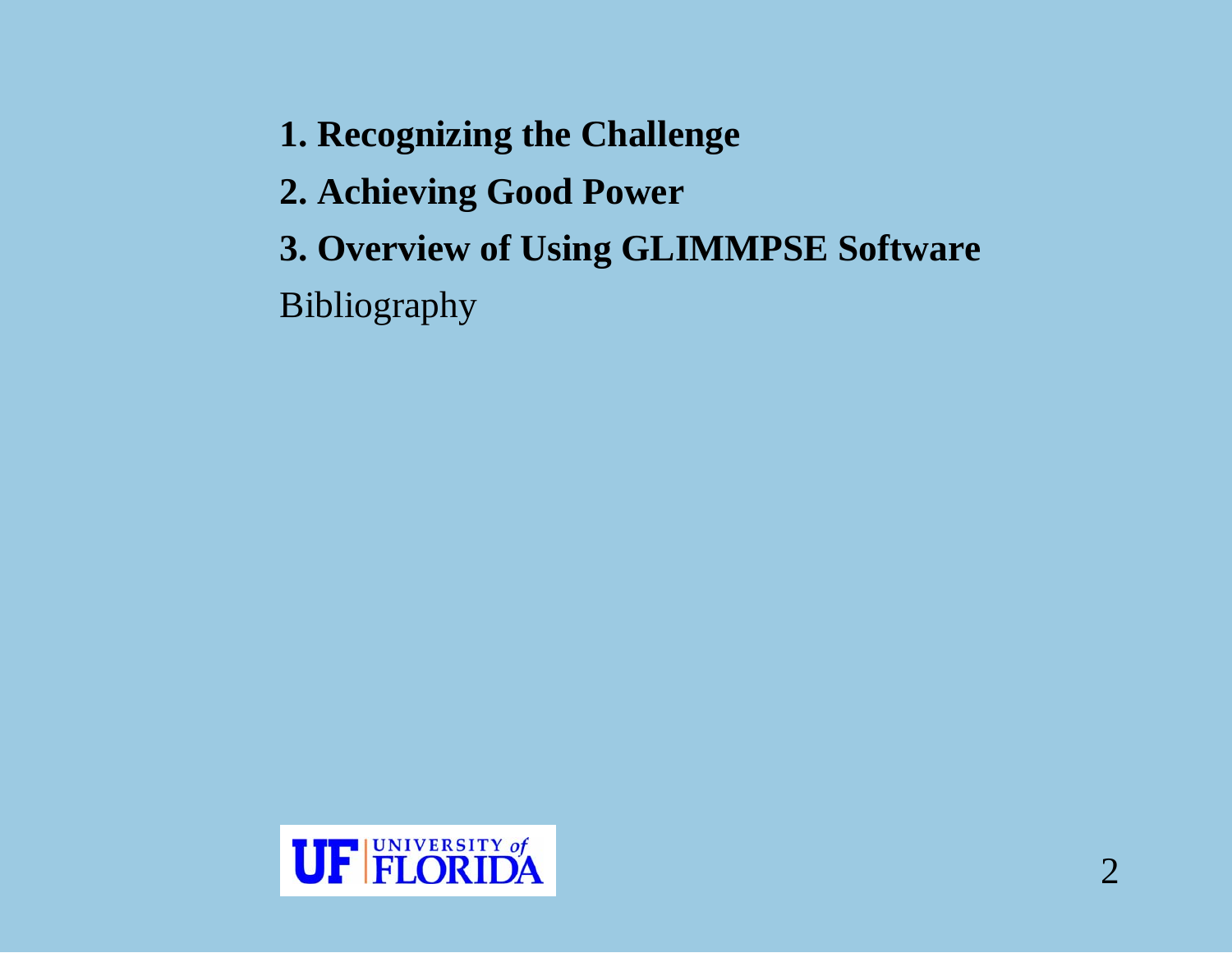**1. Recognizing the Challenge**

**2. Achieving Good Power**

**3. Overview of Using GLIMMPSE Software**

Bibliography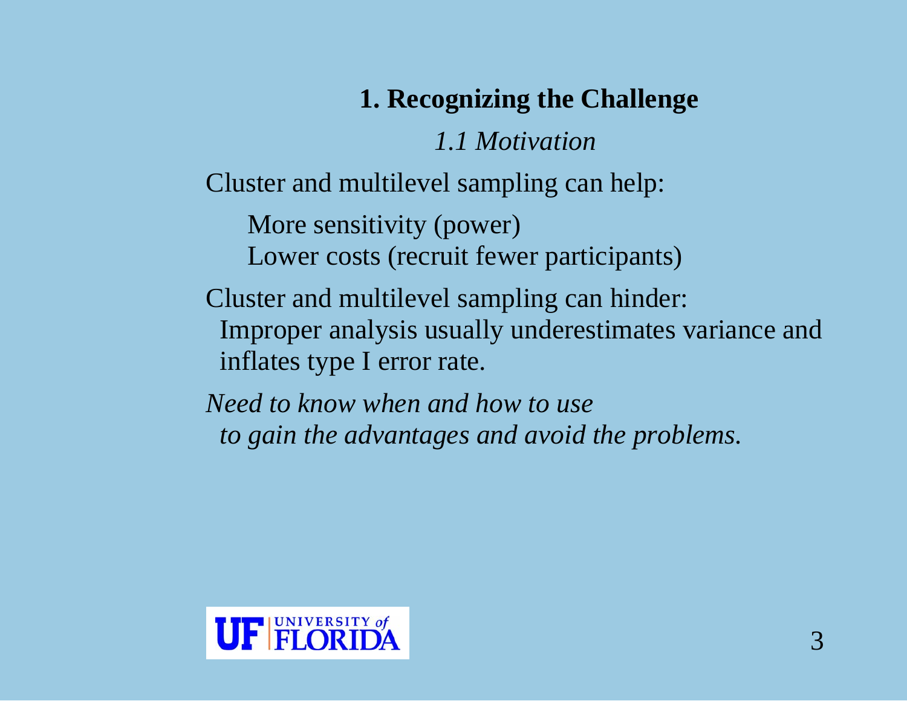## 1. Recognizing the Challenge

### *1.1 Motivation*

Cluster and multilevel sampling can help:

- More sensitivity (power)
- Lower costs (recruit fewer participants)

Cluster and multilevel sampling can hinder:

Improper analysis usually underestimates variance and inflates type I error rate.

*Need to know when and how to use to gain the advantages and avoid the problems.*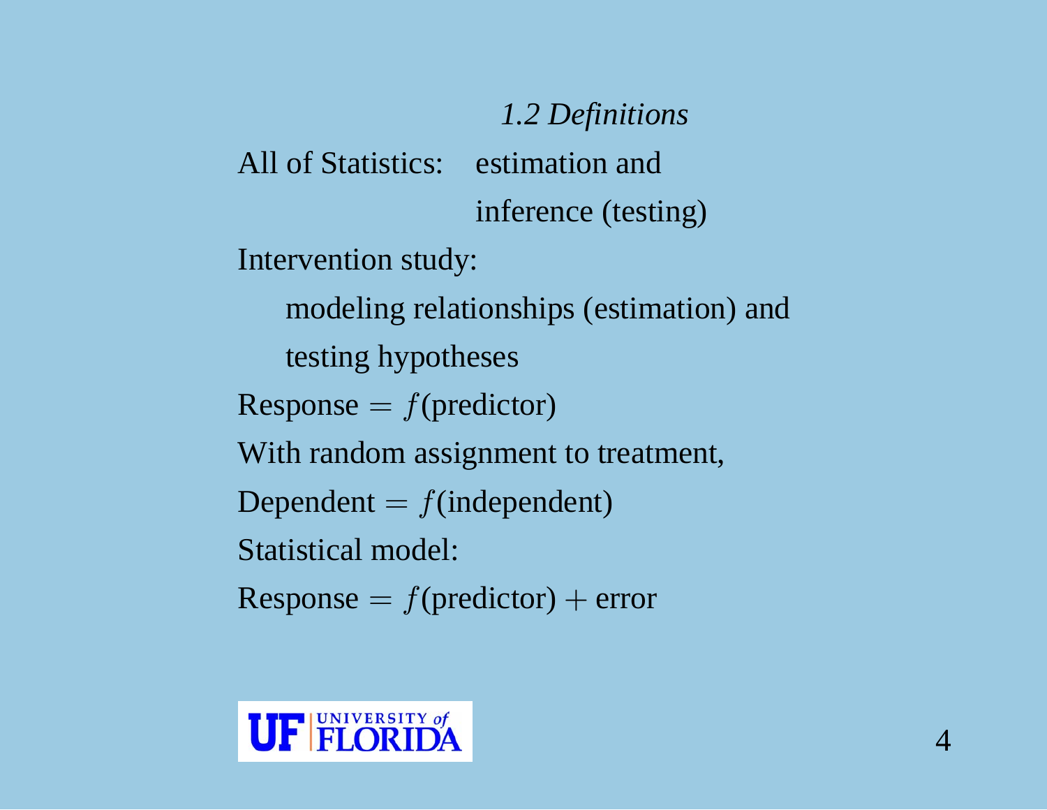## *1.2 Definitions*

All of Statistics: estimation and
inference (testing)

Intervention study:

modeling relationships (estimation) and
testing hypotheses

Response $= f(\text{predictor})$

With random assignment to treatment,

Dependent $= f(\text{independent})$

Statistical model:

Response $= f(\text{predictor}) + \text{error}$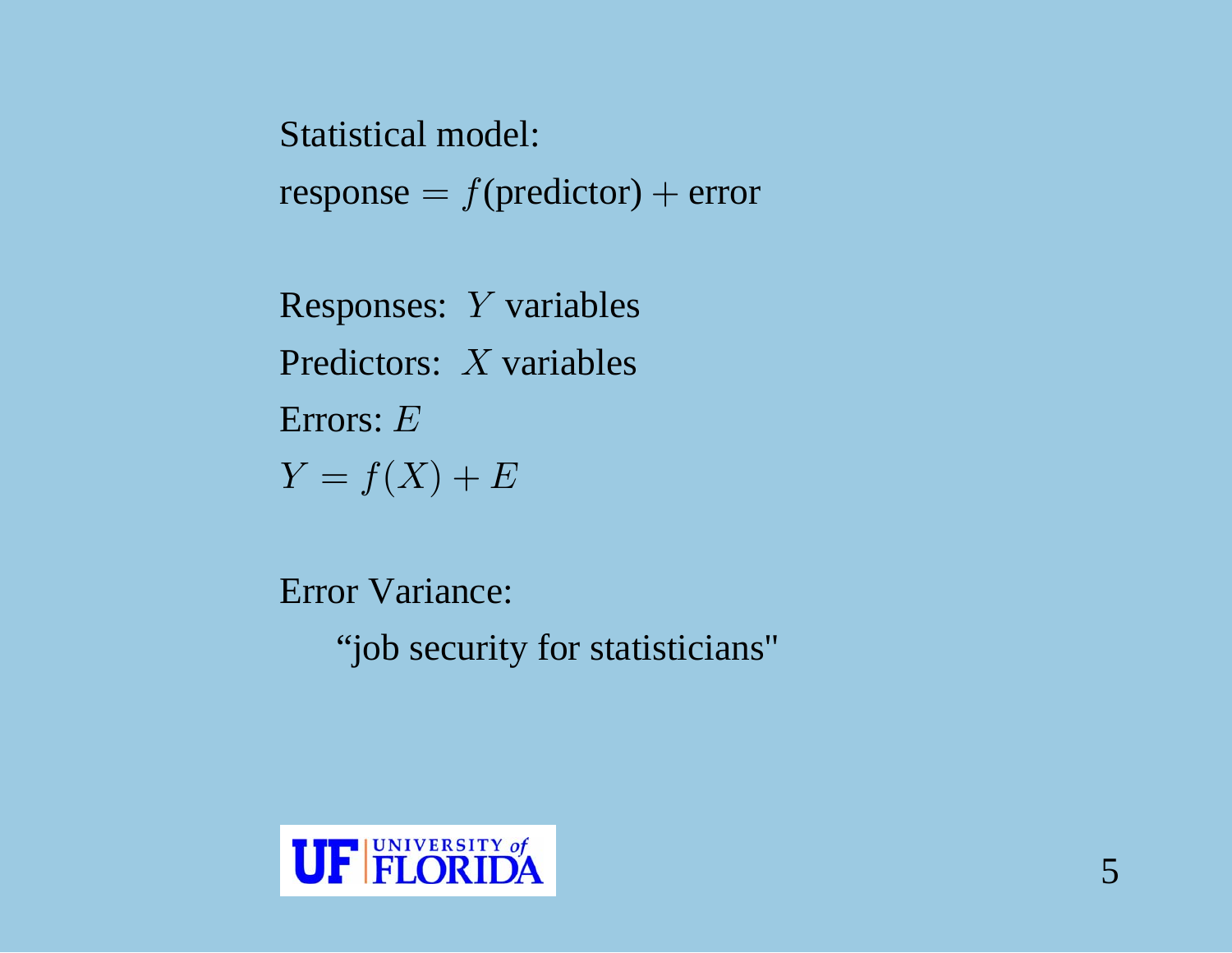Statistical model:

response $= f$(predictor) $+$ error

Responses: $Y$ variables

Predictors: $X$ variables

Errors: $E$

$Y = f(X) + E$

Error Variance:

“job security for statisticians"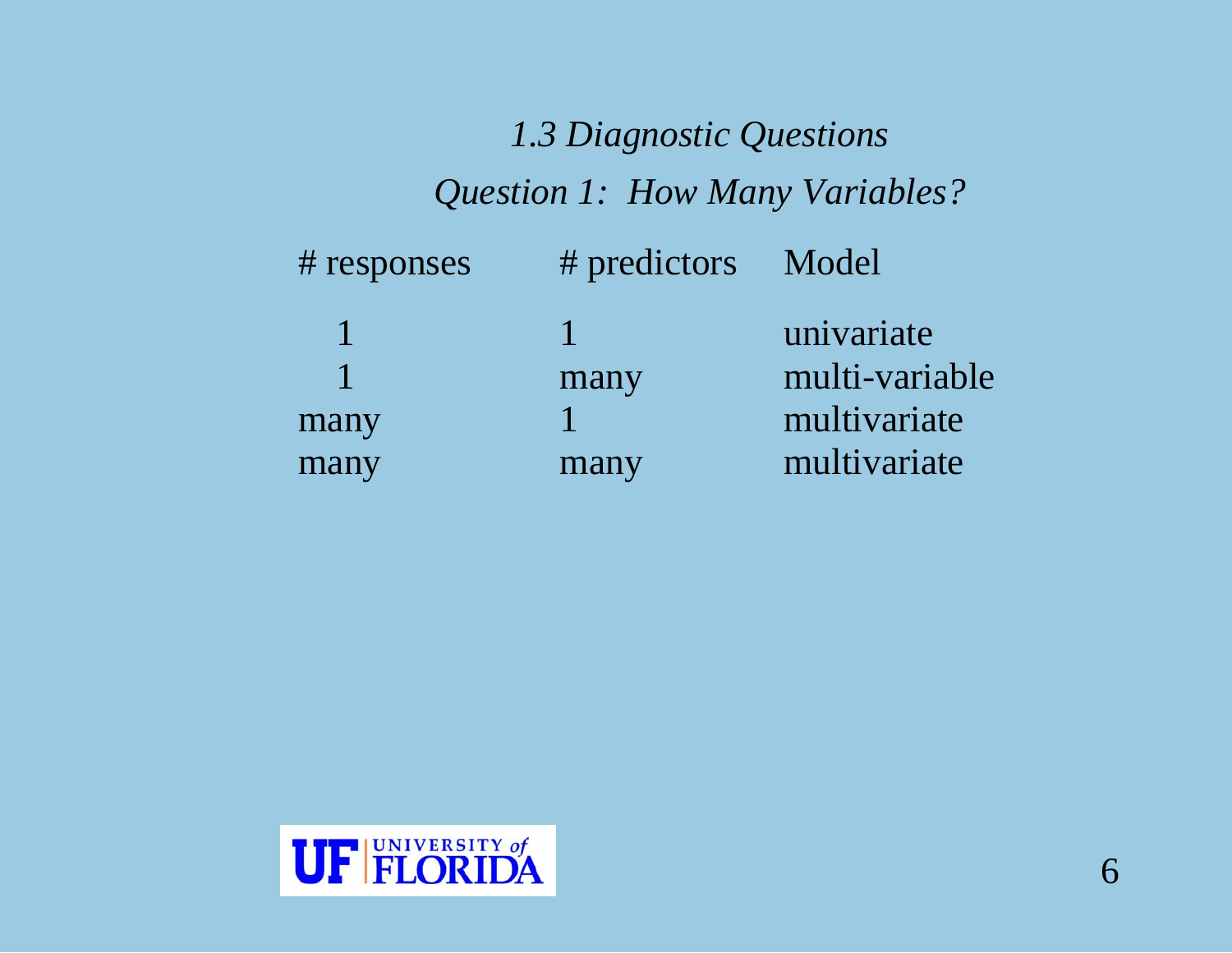## *1.3 Diagnostic Questions*

### *Question 1: How Many Variables?*

| # responses | # predictors | Model |
|---|---|---|
| 1 | 1 | univariate |
| 1 | many | multi-variable |
| many | 1 | multivariate |
| many | many | multivariate |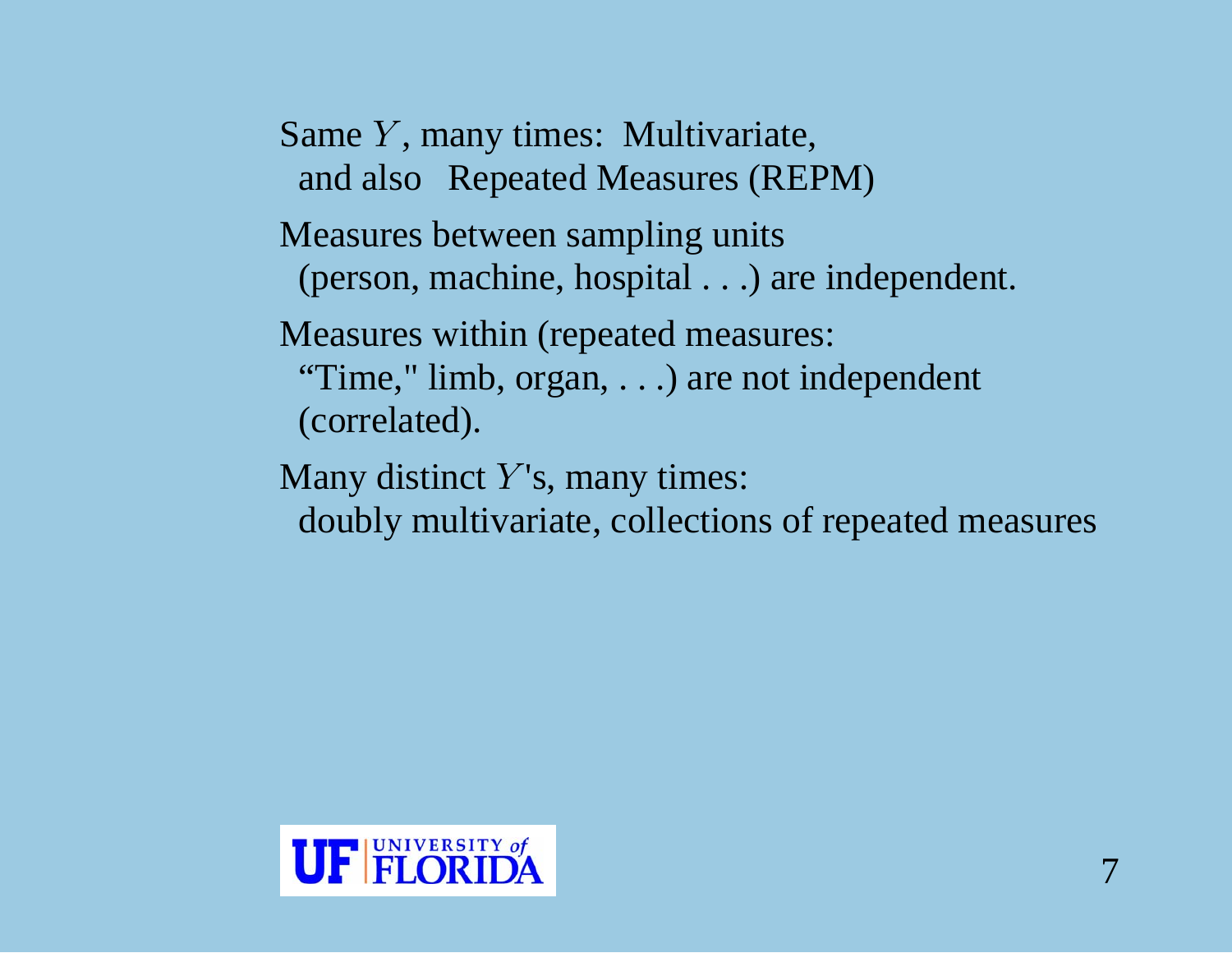Same $Y$, many times: Multivariate,
and also Repeated Measures (REPM)

Measures between sampling units
(person, machine, hospital . . .) are independent.

Measures within (repeated measures:
“Time," limb, organ, . . .) are not independent
(correlated).

Many distinct $Y$'s, many times:
doubly multivariate, collections of repeated measures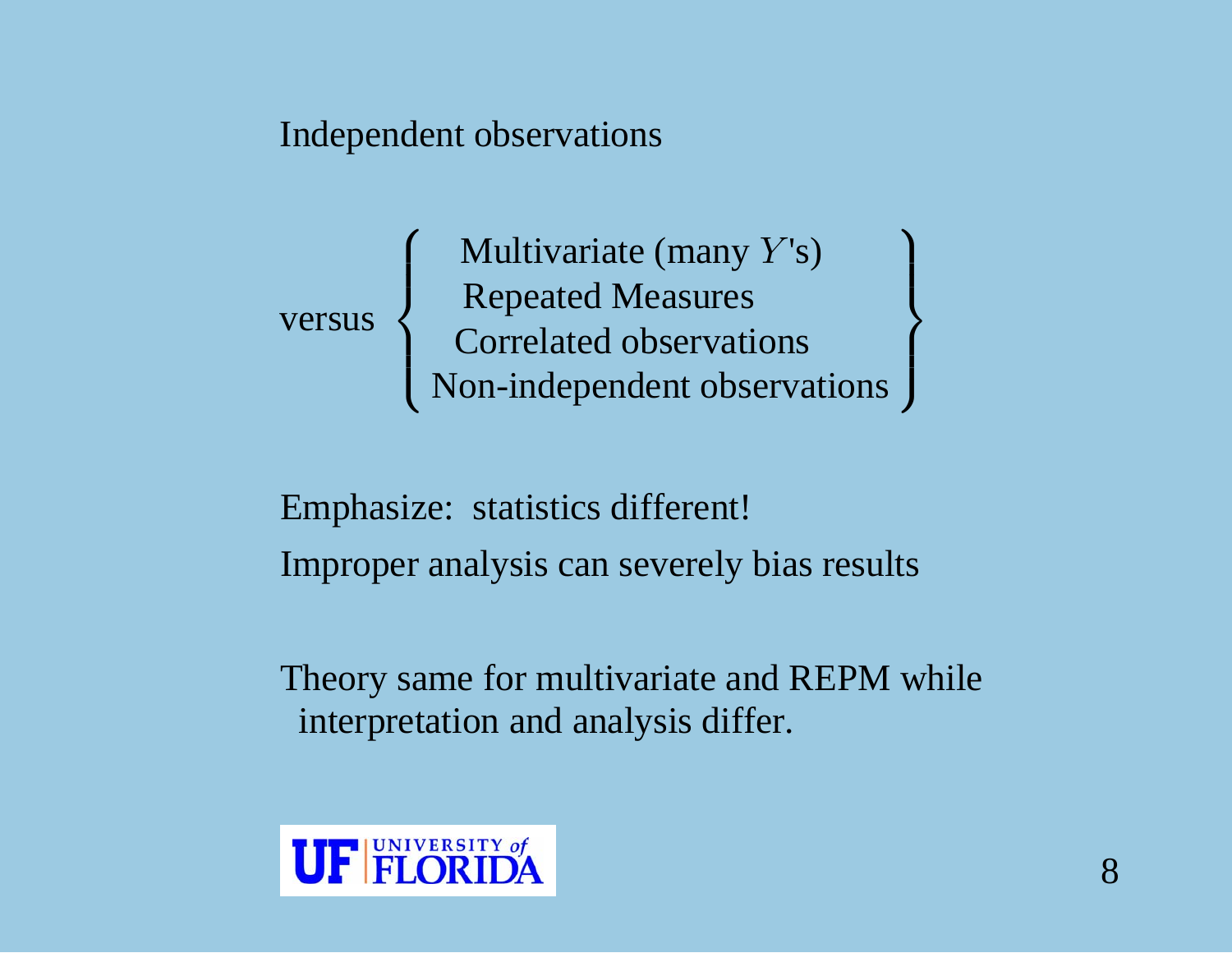Independent observations

$$\text{versus} \left\{ \begin{array}{c} \text{Multivariate (many } Y\text{'s)} \\ \text{Repeated Measures} \\ \text{Correlated observations} \\ \text{Non-independent observations} \end{array} \right\}$$

Emphasize: statistics different!

Improper analysis can severely bias results

Theory same for multivariate and REPM while interpretation and analysis differ.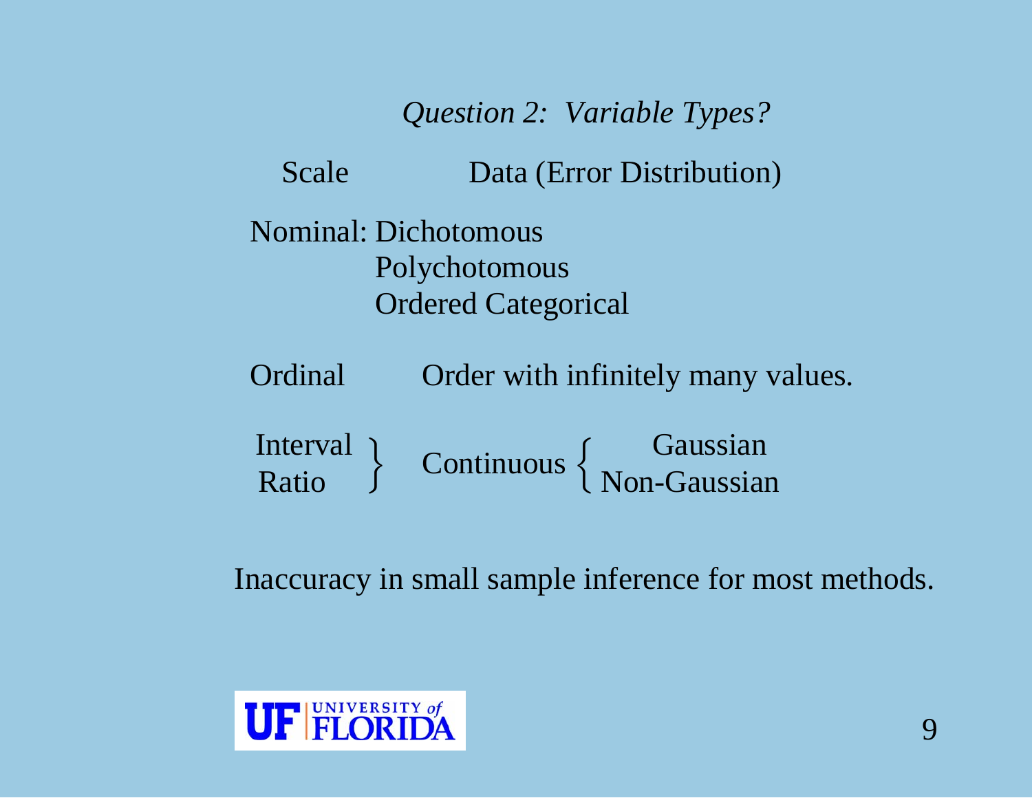## *Question 2: Variable Types?*

| Scale | Data (Error Distribution) |
|---|---|
| Nominal: | Dichotomous |
| | Polychotomous |
| | Ordered Categorical |
| Ordinal | Order with infinitely many values. |
| Interval / Ratio | Continuous { Gaussian / Non-Gaussian } |

Inaccuracy in small sample inference for most methods.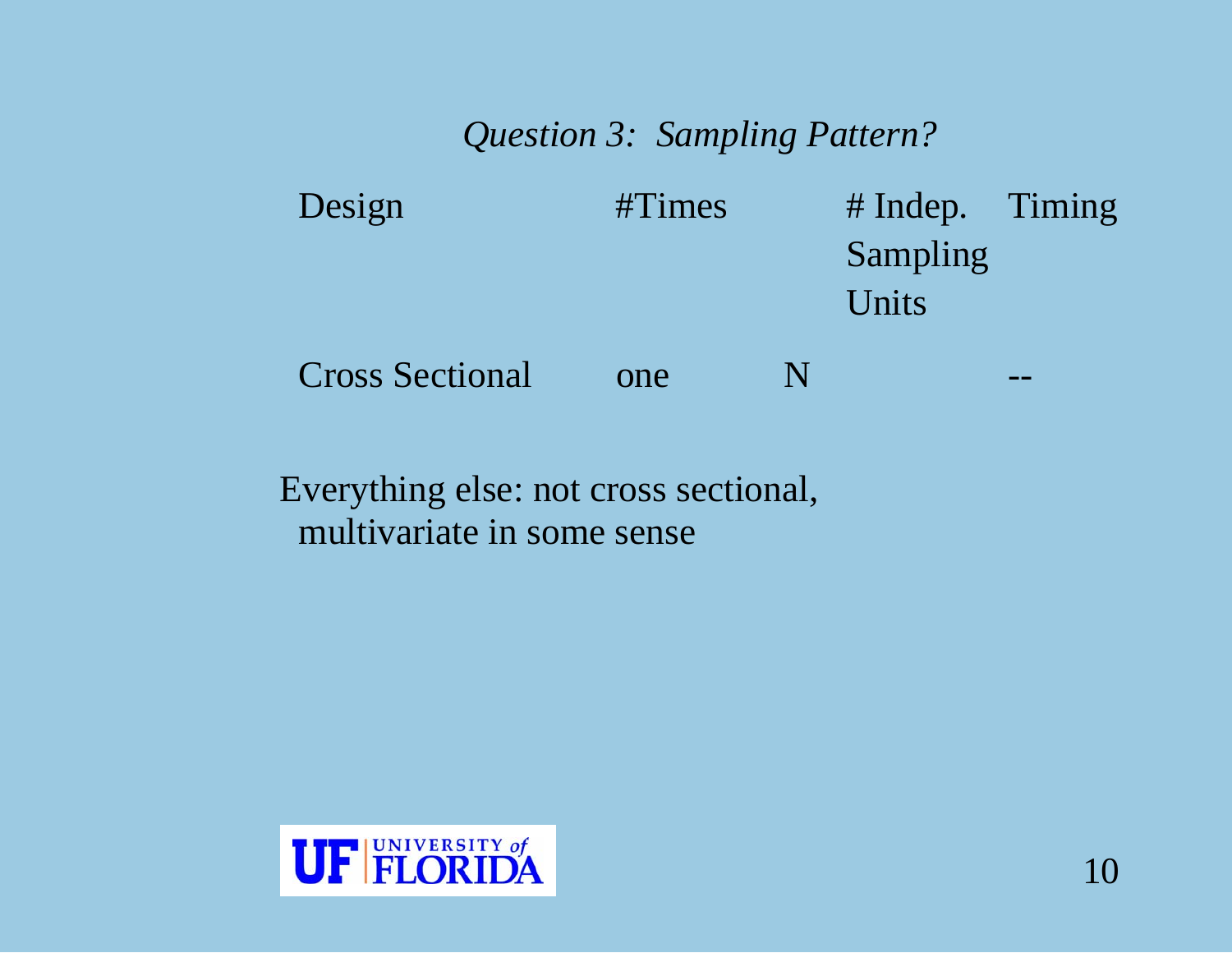## *Question 3: Sampling Pattern?*

| Design | #Times | # Indep. Sampling Units | Timing |
|---|---|---|---|
| Cross Sectional | one | N | -- |

Everything else: not cross sectional, multivariate in some sense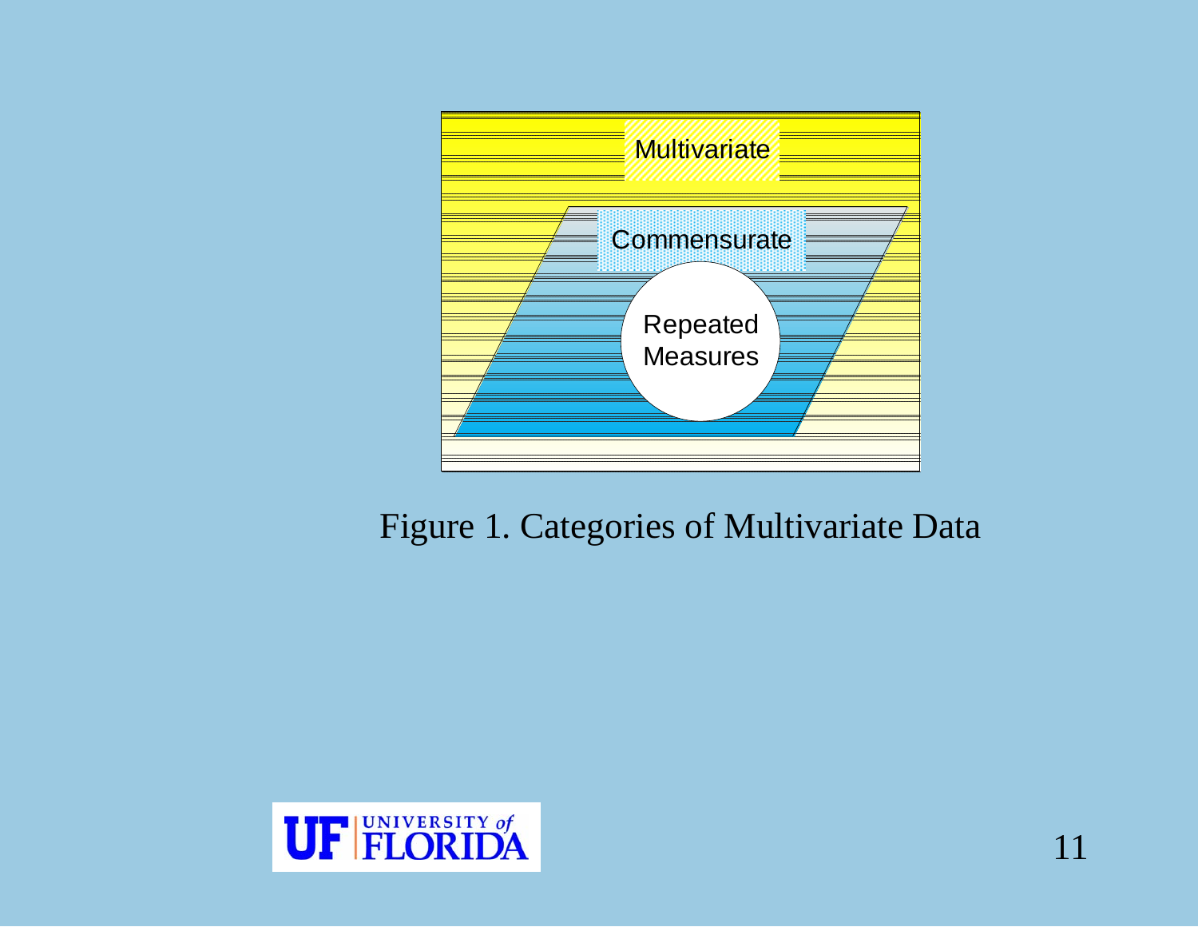Multivariate

Commensurate

Repeated Measures

Figure 1. Categories of Multivariate Data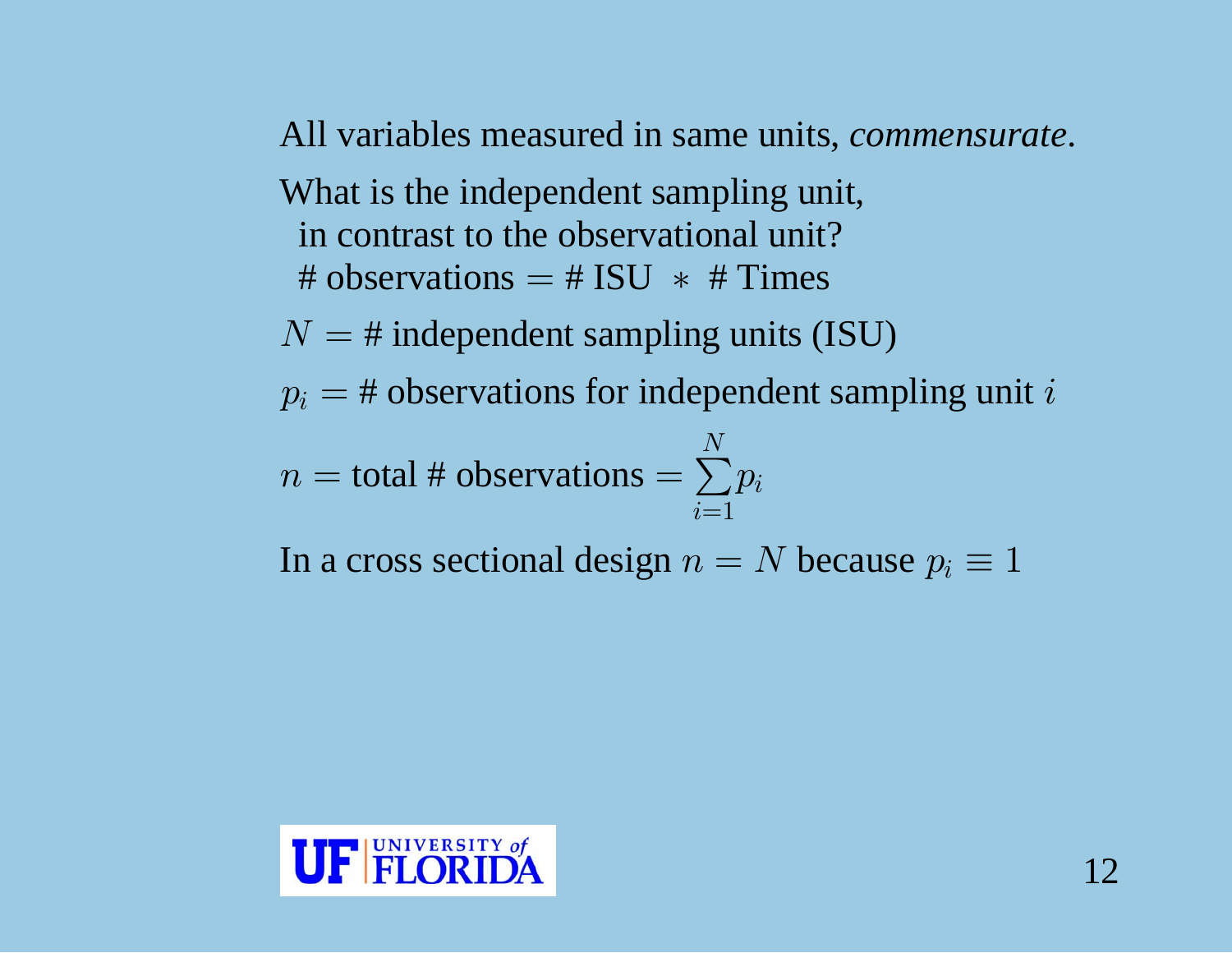All variables measured in same units, *commensurate*.

What is the independent sampling unit,
in contrast to the observational unit?
# observations $=$ # ISU $*$ # Times

$N =$ # independent sampling units (ISU)

$p_i =$ # observations for independent sampling unit $i$

$$n = \text{total \# observations} = \sum_{i=1}^{N} p_i$$

In a cross sectional design $n = N$ because $p_i \equiv 1$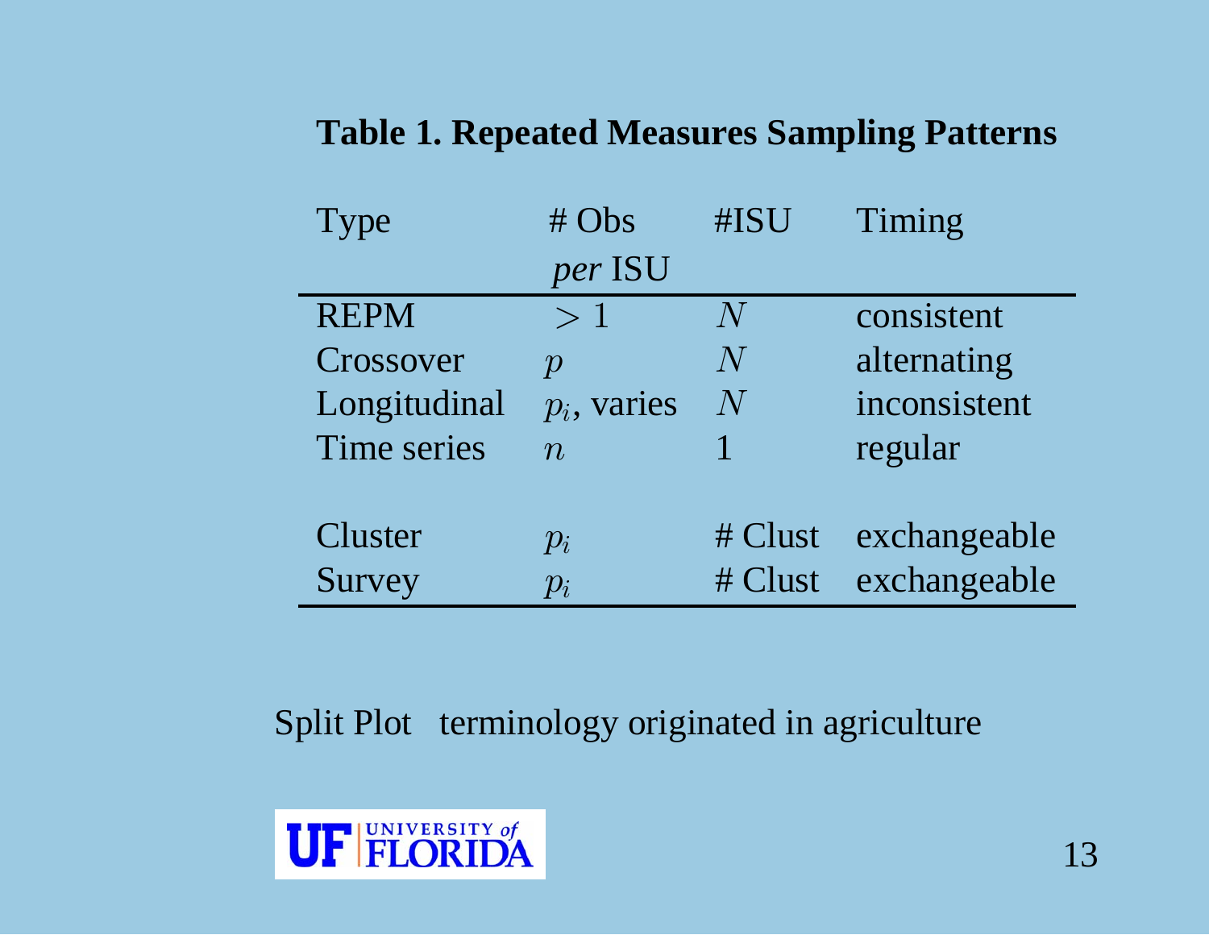## Table 1. Repeated Measures Sampling Patterns

| Type | # Obs *per* ISU | #ISU | Timing |
|---|---|---|---|
| REPM | $>1$ | $N$ | consistent |
| Crossover | $p$ | $N$ | alternating |
| Longitudinal | $p_i$, varies | $N$ | inconsistent |
| Time series | $n$ | 1 | regular |
| | | | |
| Cluster | $p_i$ | # Clust | exchangeable |
| Survey | $p_i$ | # Clust | exchangeable |

Split Plot terminology originated in agriculture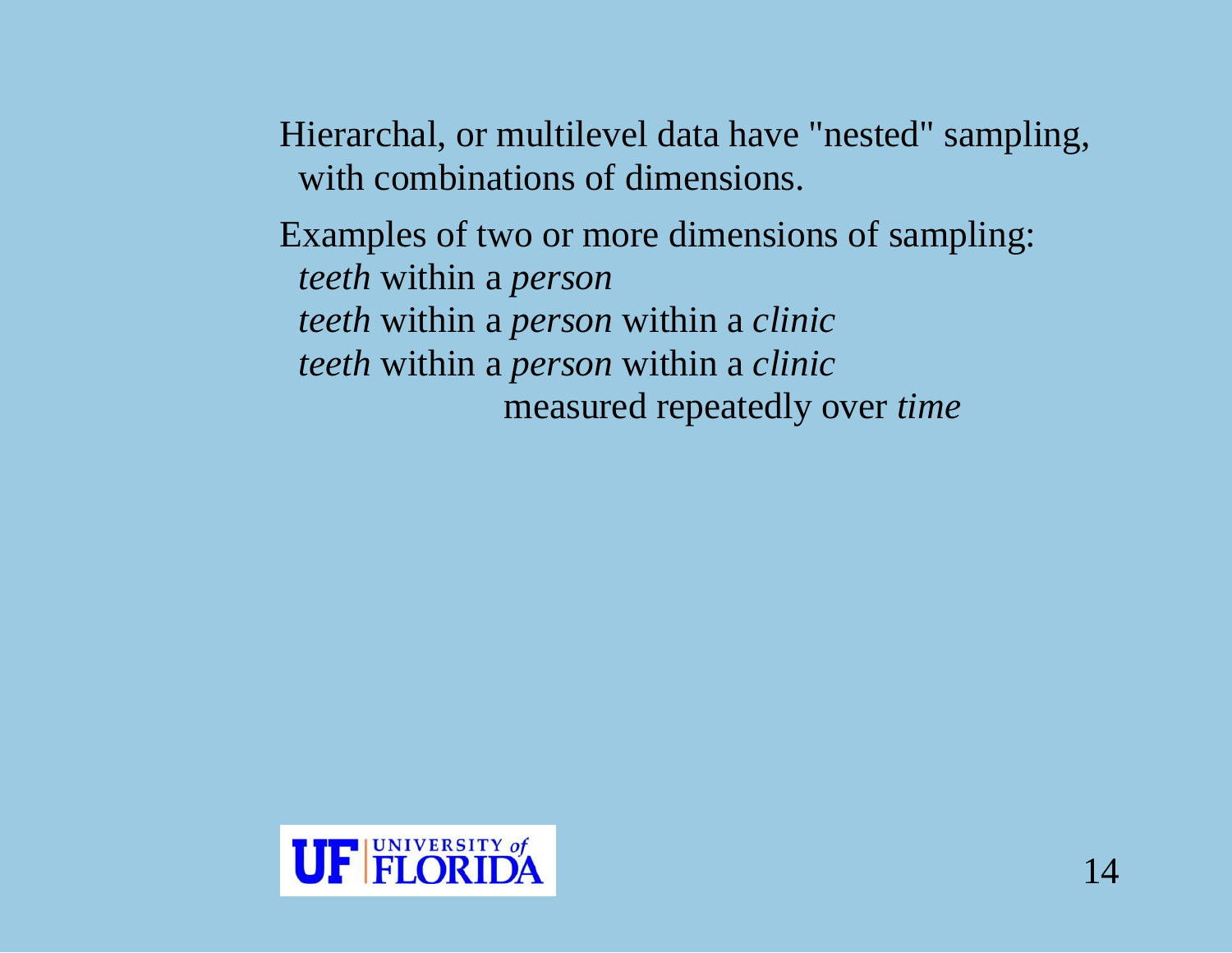Hierarchal, or multilevel data have "nested" sampling, with combinations of dimensions.

Examples of two or more dimensions of sampling:

*teeth* within a *person*

*teeth* within a *person* within a *clinic*

*teeth* within a *person* within a *clinic* measured repeatedly over *time*

UF UNIVERSITY of FLORIDA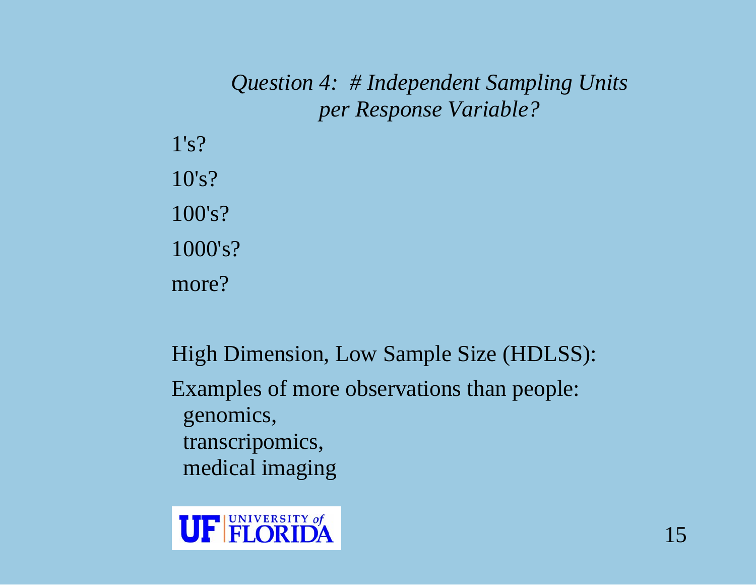## *Question 4: # Independent Sampling Units per Response Variable?*

1's?

10's?

100's?

1000's?

more?

High Dimension, Low Sample Size (HDLSS):

Examples of more observations than people:
- genomics,
- transcripomics,
- medical imaging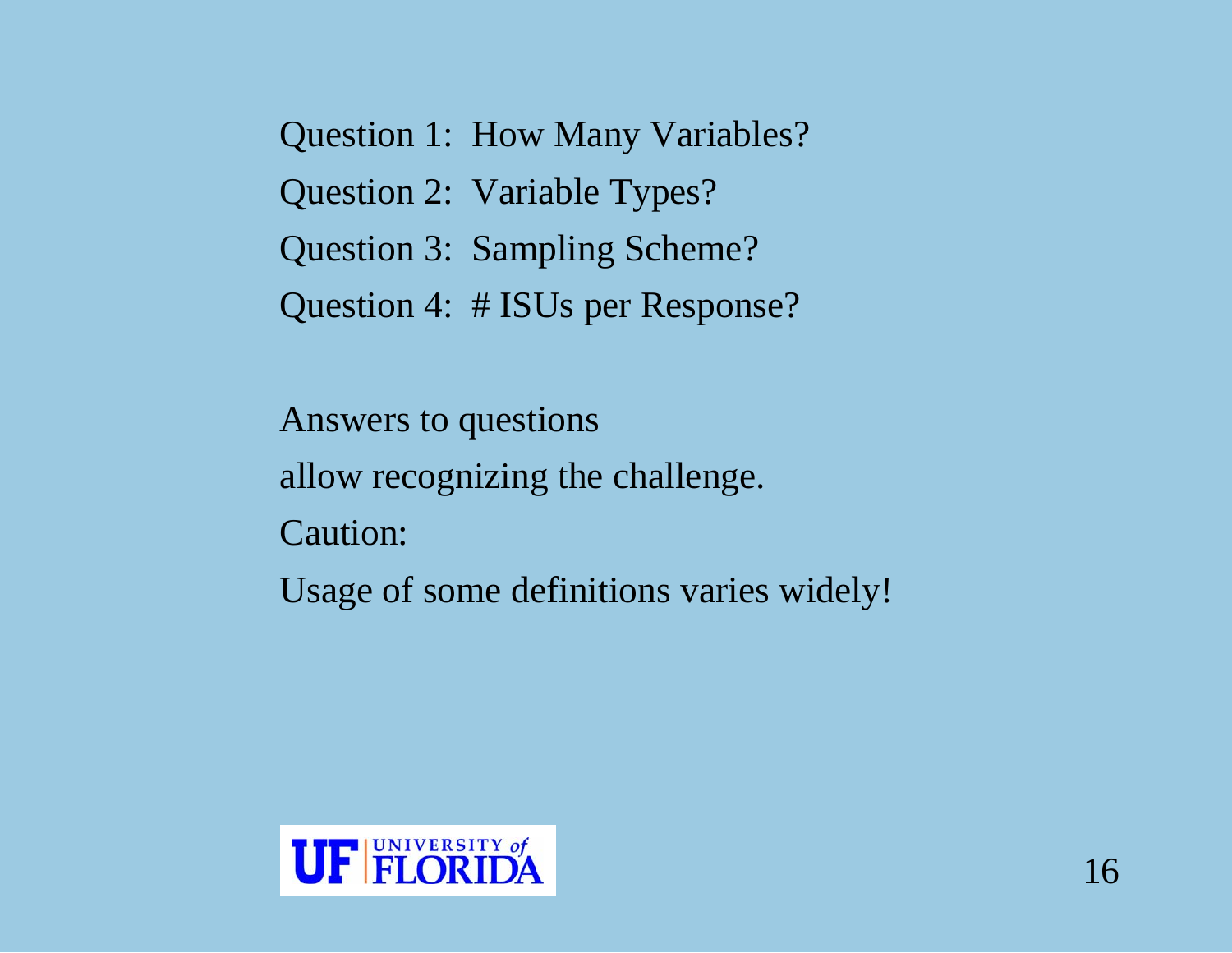Question 1: How Many Variables?

Question 2: Variable Types?

Question 3: Sampling Scheme?

Question 4: # ISUs per Response?

Answers to questions
allow recognizing the challenge.
Caution:
Usage of some definitions varies widely!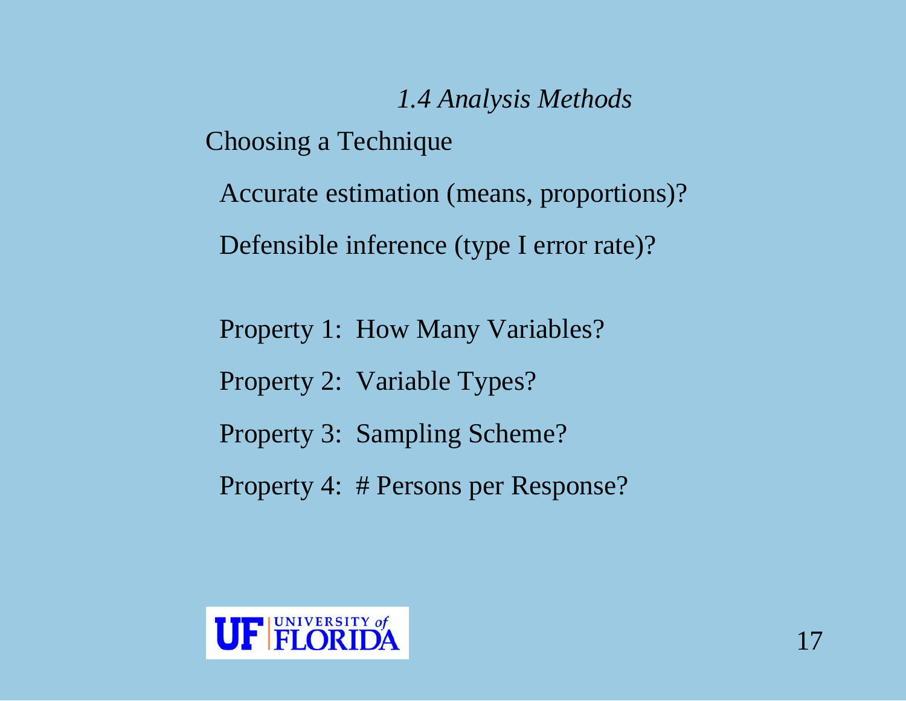*1.4 Analysis Methods*

## Choosing a Technique

Accurate estimation (means, proportions)?

Defensible inference (type I error rate)?

Property 1: How Many Variables?

Property 2: Variable Types?

Property 3: Sampling Scheme?

Property 4: # Persons per Response?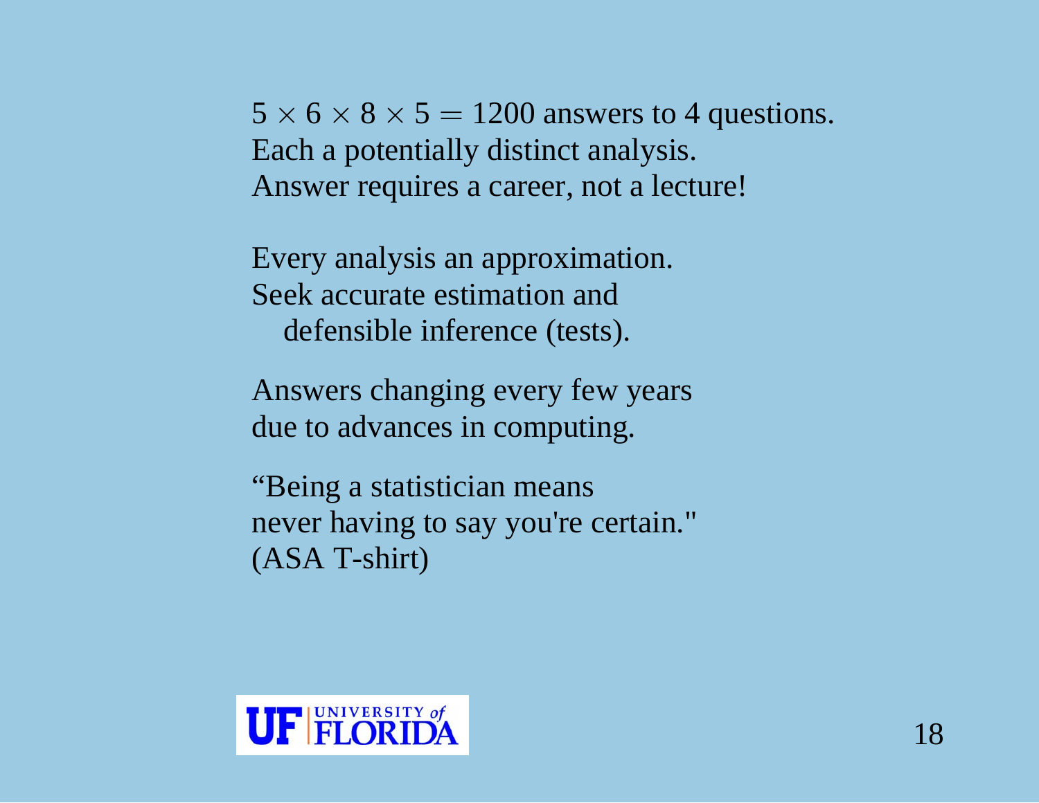$5 \times 6 \times 8 \times 5 = 1200$ answers to 4 questions.
Each a potentially distinct analysis.
Answer requires a career, not a lecture!

Every analysis an approximation.
Seek accurate estimation and
defensible inference (tests).

Answers changing every few years
due to advances in computing.

“Being a statistician means
never having to say you're certain."
(ASA T-shirt)

UF UNIVERSITY of FLORIDA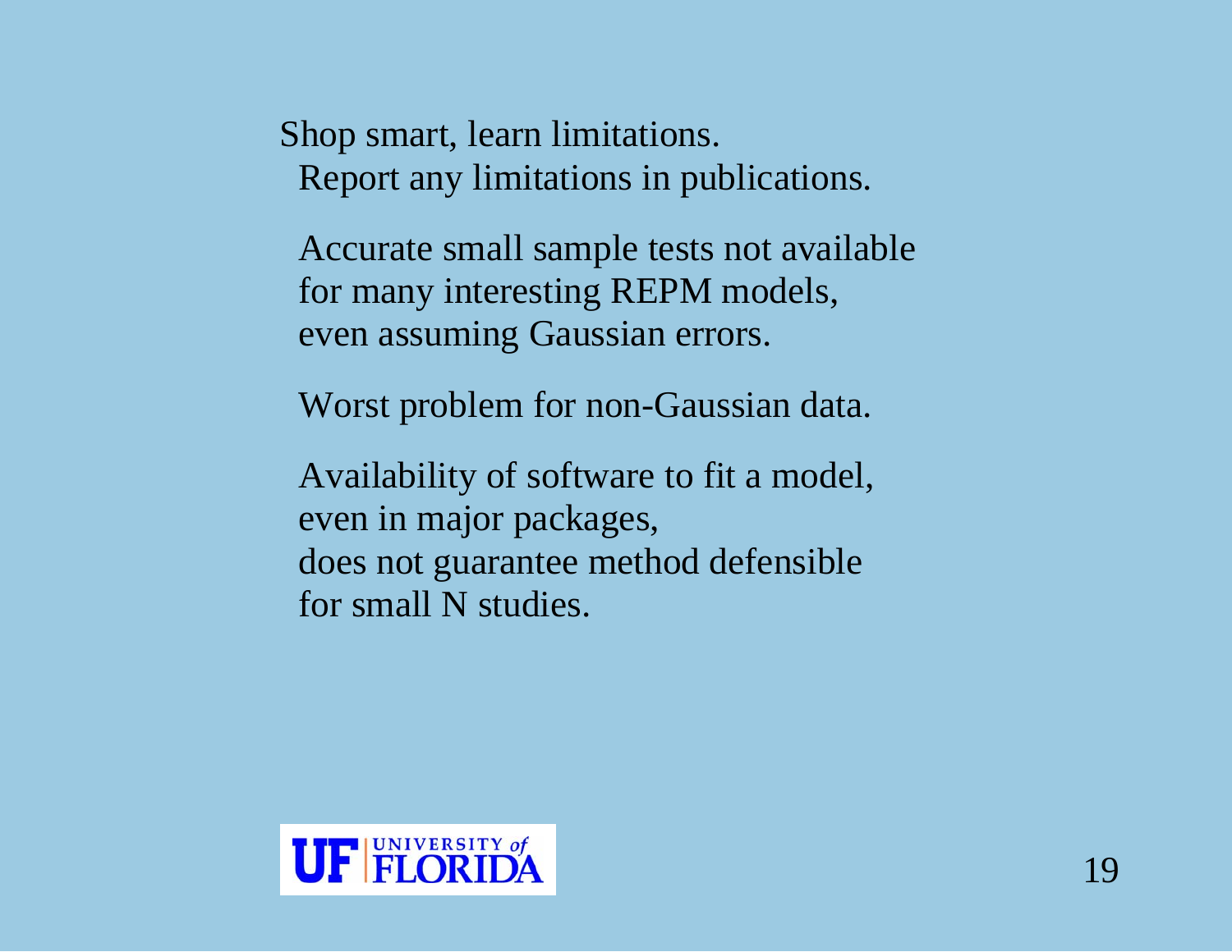Shop smart, learn limitations.

Report any limitations in publications.

Accurate small sample tests not available for many interesting REPM models, even assuming Gaussian errors.

Worst problem for non-Gaussian data.

Availability of software to fit a model, even in major packages, does not guarantee method defensible for small N studies.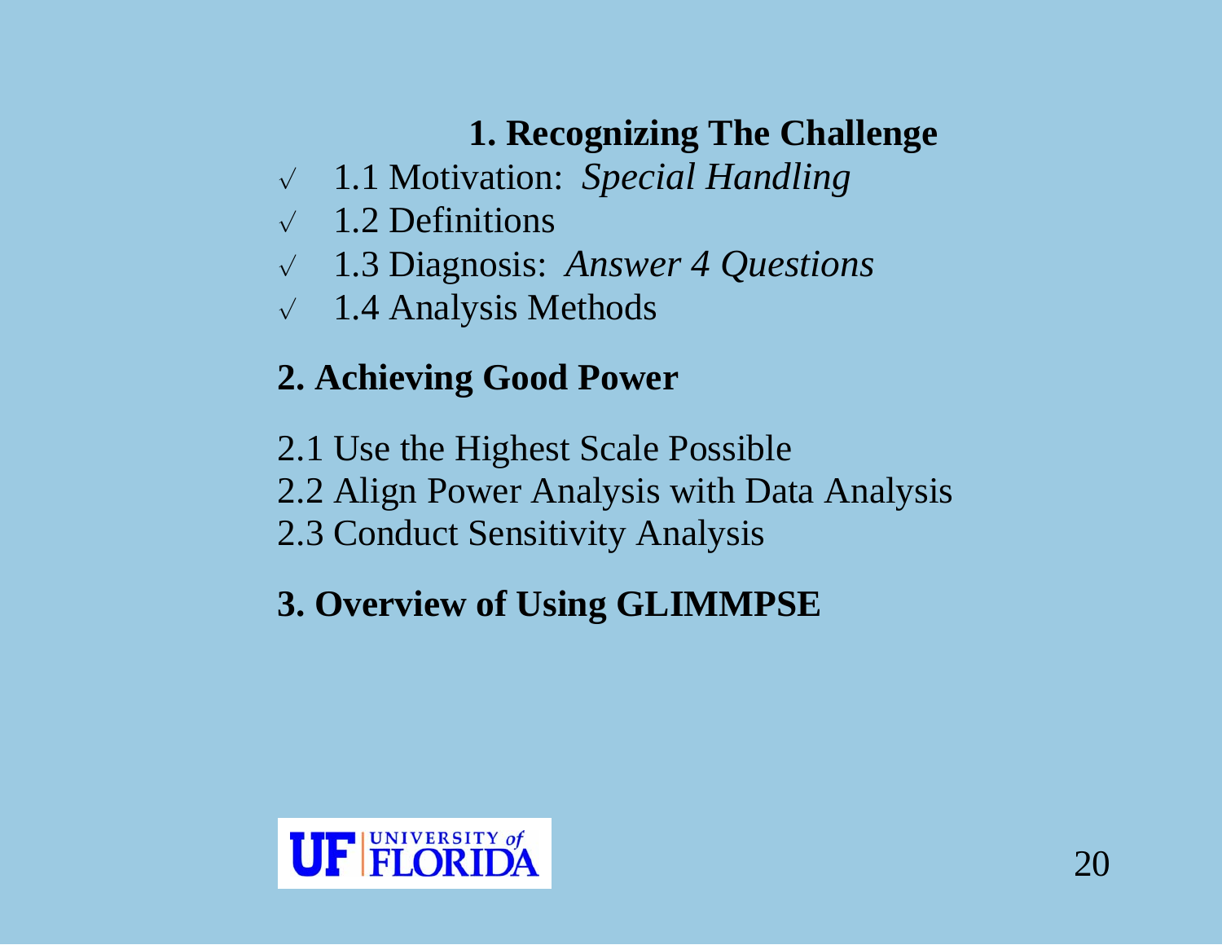**1. Recognizing The Challenge**

- √ 1.1 Motivation: *Special Handling*
- √ 1.2 Definitions
- √ 1.3 Diagnosis: *Answer 4 Questions*
- √ 1.4 Analysis Methods

**2. Achieving Good Power**

2.1 Use the Highest Scale Possible
2.2 Align Power Analysis with Data Analysis
2.3 Conduct Sensitivity Analysis

**3. Overview of Using GLIMMPSE**

UF UNIVERSITY of FLORIDA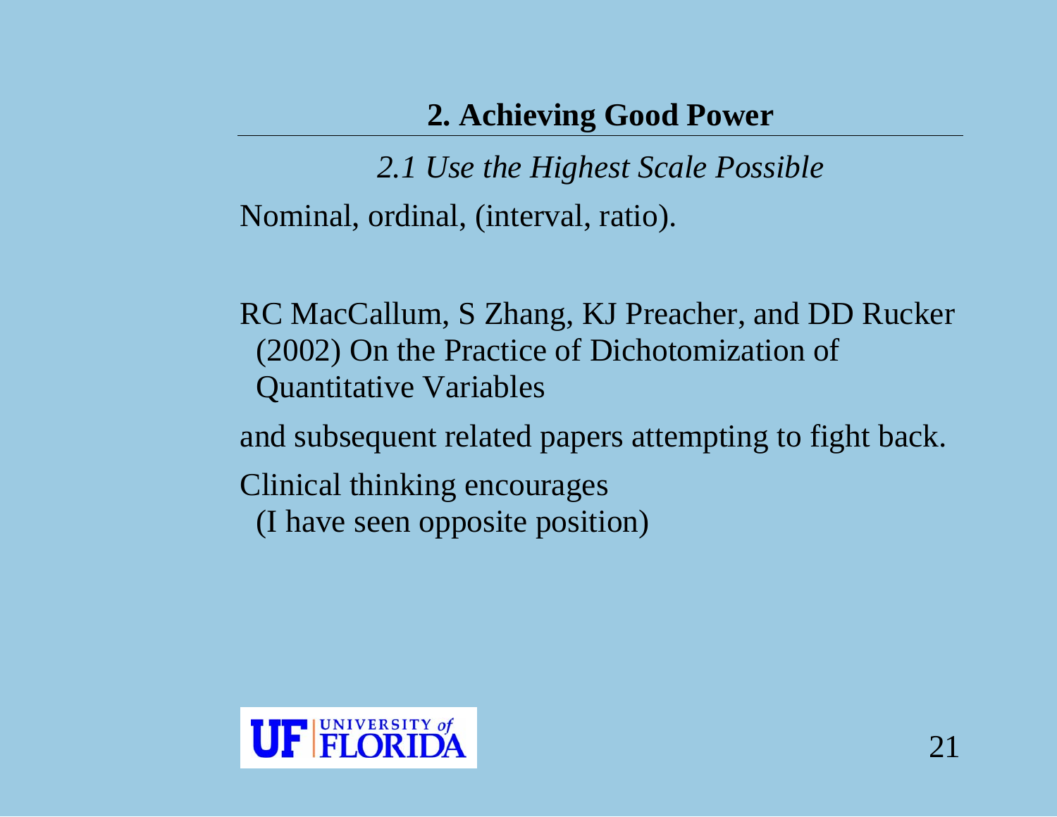## 2. Achieving Good Power

*2.1 Use the Highest Scale Possible*

Nominal, ordinal, (interval, ratio).

RC MacCallum, S Zhang, KJ Preacher, and DD Rucker (2002) On the Practice of Dichotomization of Quantitative Variables

and subsequent related papers attempting to fight back.

Clinical thinking encourages
(I have seen opposite position)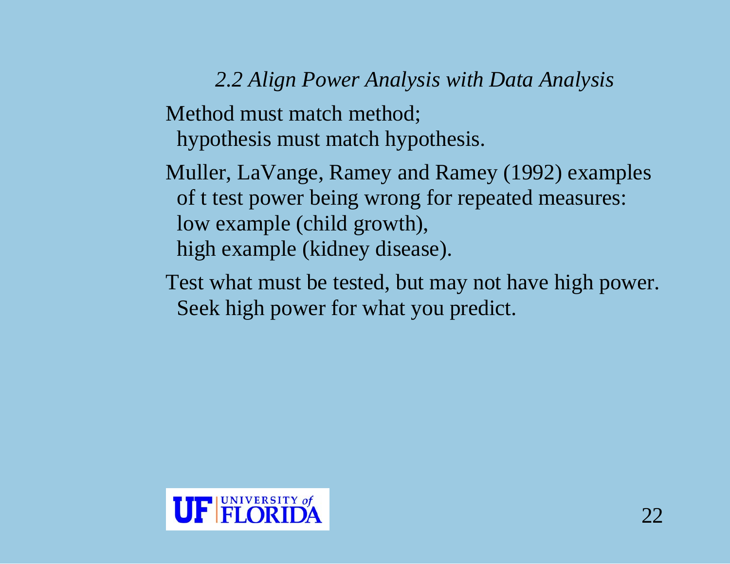## *2.2 Align Power Analysis with Data Analysis*

Method must match method;
hypothesis must match hypothesis.

Muller, LaVange, Ramey and Ramey (1992) examples
of t test power being wrong for repeated measures:
low example (child growth),
high example (kidney disease).

Test what must be tested, but may not have high power.
Seek high power for what you predict.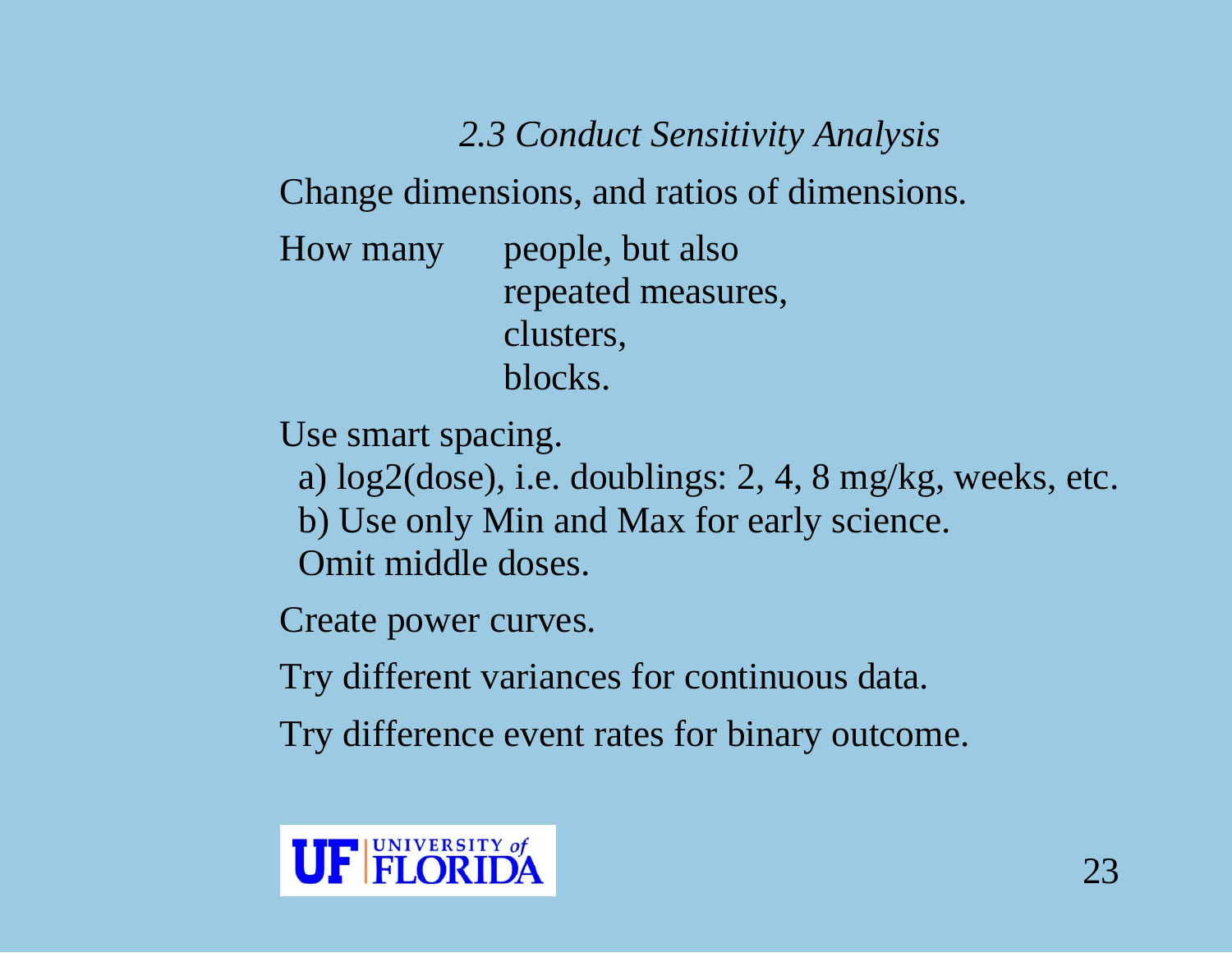## *2.3 Conduct Sensitivity Analysis*

Change dimensions, and ratios of dimensions.

How many people, but also
repeated measures,
clusters,
blocks.

Use smart spacing.

a) log2(dose), i.e. doublings: 2, 4, 8 mg/kg, weeks, etc.

b) Use only Min and Max for early science.
Omit middle doses.

Create power curves.

Try different variances for continuous data.

Try difference event rates for binary outcome.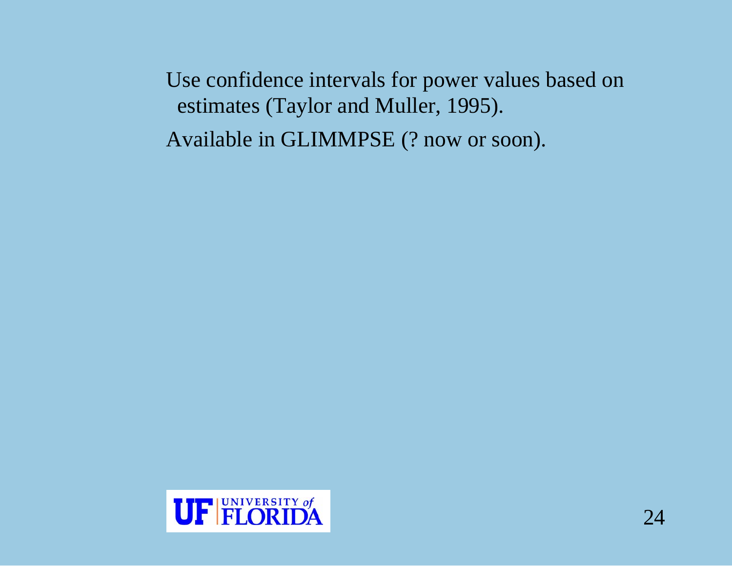Use confidence intervals for power values based on estimates (Taylor and Muller, 1995).

Available in GLIMMPSE (? now or soon).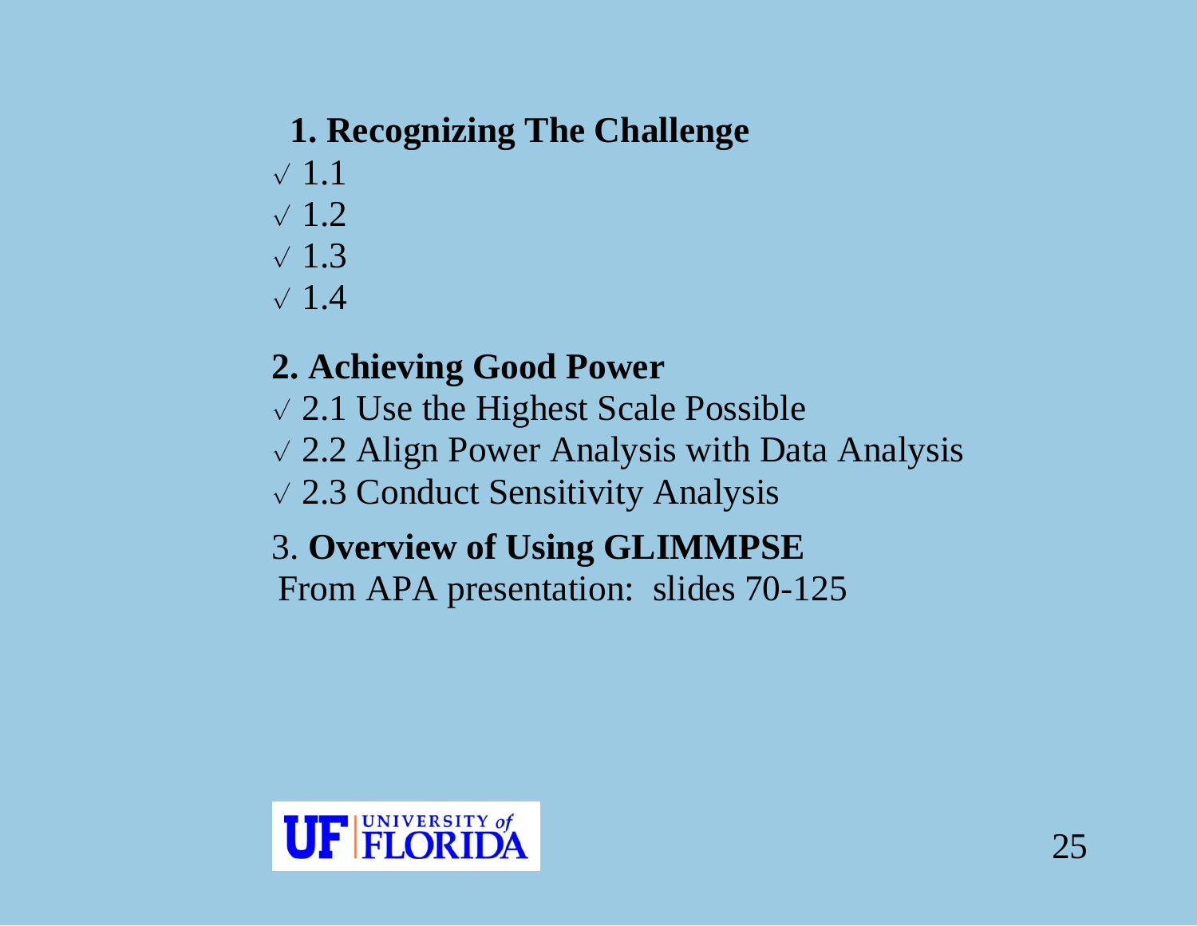**1. Recognizing The Challenge**

√ 1.1
√ 1.2
√ 1.3
√ 1.4

**2. Achieving Good Power**

√ 2.1 Use the Highest Scale Possible
√ 2.2 Align Power Analysis with Data Analysis
√ 2.3 Conduct Sensitivity Analysis

3. **Overview of Using GLIMMPSE**

From APA presentation: slides 70-125

UF UNIVERSITY of FLORIDA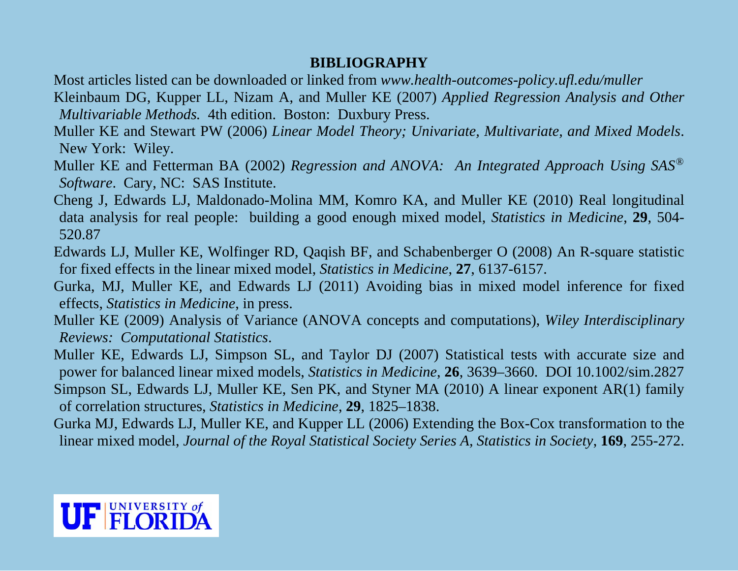## BIBLIOGRAPHY

Most articles listed can be downloaded or linked from *www.health-outcomes-policy.ufl.edu/muller*

Kleinbaum DG, Kupper LL, Nizam A, and Muller KE (2007) *Applied Regression Analysis and Other Multivariable Methods.* 4th edition. Boston: Duxbury Press.

Muller KE and Stewart PW (2006) *Linear Model Theory; Univariate, Multivariate, and Mixed Models*. New York: Wiley.

Muller KE and Fetterman BA (2002) *Regression and ANOVA: An Integrated Approach Using SAS® Software*. Cary, NC: SAS Institute.

Cheng J, Edwards LJ, Maldonado-Molina MM, Komro KA, and Muller KE (2010) Real longitudinal data analysis for real people: building a good enough mixed model, *Statistics in Medicine*, **29**, 504-520.87

Edwards LJ, Muller KE, Wolfinger RD, Qaqish BF, and Schabenberger O (2008) An R-square statistic for fixed effects in the linear mixed model, *Statistics in Medicine*, **27**, 6137-6157.

Gurka, MJ, Muller KE, and Edwards LJ (2011) Avoiding bias in mixed model inference for fixed effects, *Statistics in Medicine*, in press.

Muller KE (2009) Analysis of Variance (ANOVA concepts and computations), *Wiley Interdisciplinary Reviews: Computational Statistics*.

Muller KE, Edwards LJ, Simpson SL, and Taylor DJ (2007) Statistical tests with accurate size and power for balanced linear mixed models, *Statistics in Medicine*, **26**, 3639–3660. DOI 10.1002/sim.2827

Simpson SL, Edwards LJ, Muller KE, Sen PK, and Styner MA (2010) A linear exponent AR(1) family of correlation structures, *Statistics in Medicine*, **29**, 1825–1838.

Gurka MJ, Edwards LJ, Muller KE, and Kupper LL (2006) Extending the Box-Cox transformation to the linear mixed model, *Journal of the Royal Statistical Society Series A, Statistics in Society*, **169**, 255-272.

UF UNIVERSITY of FLORIDA